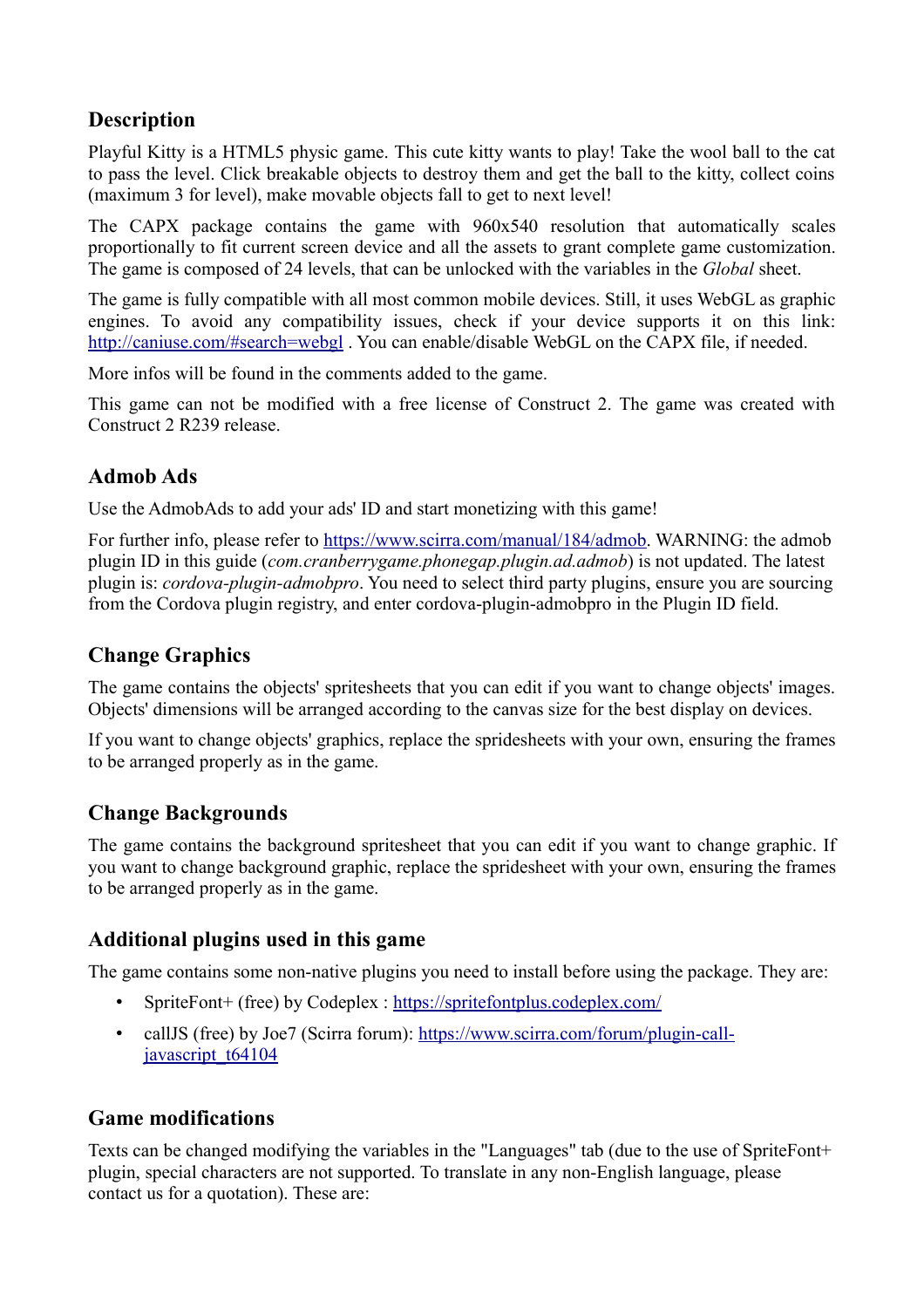## Description

Playful Kitty is a HTML5 physic game. This cute kitty wants to play! Take the wool ball to the cat to pass the level. Click breakable objects to destroy them and get the ball to the kitty, collect coins (maximum 3 for level), make movable objects fall to get to next level!

The CAPX package contains the game with 960x540 resolution that automatically scales proportionally to fit current screen device and all the assets to grant complete game customization. The game is composed of 24 levels, that can be unlocked with the variables in the *Global* sheet.

The game is fully compatible with all most common mobile devices. Still, it uses WebGL as graphic engines. To avoid any compatibility issues, check if your device supports it on this link: [http://caniuse.com/#search=webgl](http://caniuse.com/#search=webgl) . You can enable/disable WebGL on the CAPX file, if needed.

More infos will be found in the comments added to the game.

This game can not be modified with a free license of Construct 2. The game was created with Construct 2 R239 release.

## Admob Ads

Use the AdmobAds to add your ads' ID and start monetizing with this game!

For further info, please refer to [https://www.scirra.com/manual/184/admob](https://www.scirra.com/manual/184/admob). WARNING: the admob plugin ID in this guide (*com.cranberrygame.phonegap.plugin.ad.admob*) is not updated. The latest plugin is: *cordova-plugin-admobpro*. You need to select third party plugins, ensure you are sourcing from the Cordova plugin registry, and enter cordova-plugin-admobpro in the Plugin ID field.

## Change Graphics

The game contains the objects' spritesheets that you can edit if you want to change objects' images. Objects' dimensions will be arranged according to the canvas size for the best display on devices.

If you want to change objects' graphics, replace the spridesheets with your own, ensuring the frames to be arranged properly as in the game.

## Change Backgrounds

The game contains the background spritesheet that you can edit if you want to change graphic. If you want to change background graphic, replace the spridesheet with your own, ensuring the frames to be arranged properly as in the game.

## Additional plugins used in this game

The game contains some non-native plugins you need to install before using the package. They are:

- SpriteFont+ (free) by Codeplex : [https://spritefontplus.codeplex.com/](https://spritefontplus.codeplex.com/)
- callJS (free) by Joe7 (Scirra forum): [https://www.scirra.com/forum/plugin-call-javascript_t64104](https://www.scirra.com/forum/plugin-call-javascript_t64104)

## Game modifications

Texts can be changed modifying the variables in the "Languages" tab (due to the use of SpriteFont+ plugin, special characters are not supported. To translate in any non-English language, please contact us for a quotation). These are: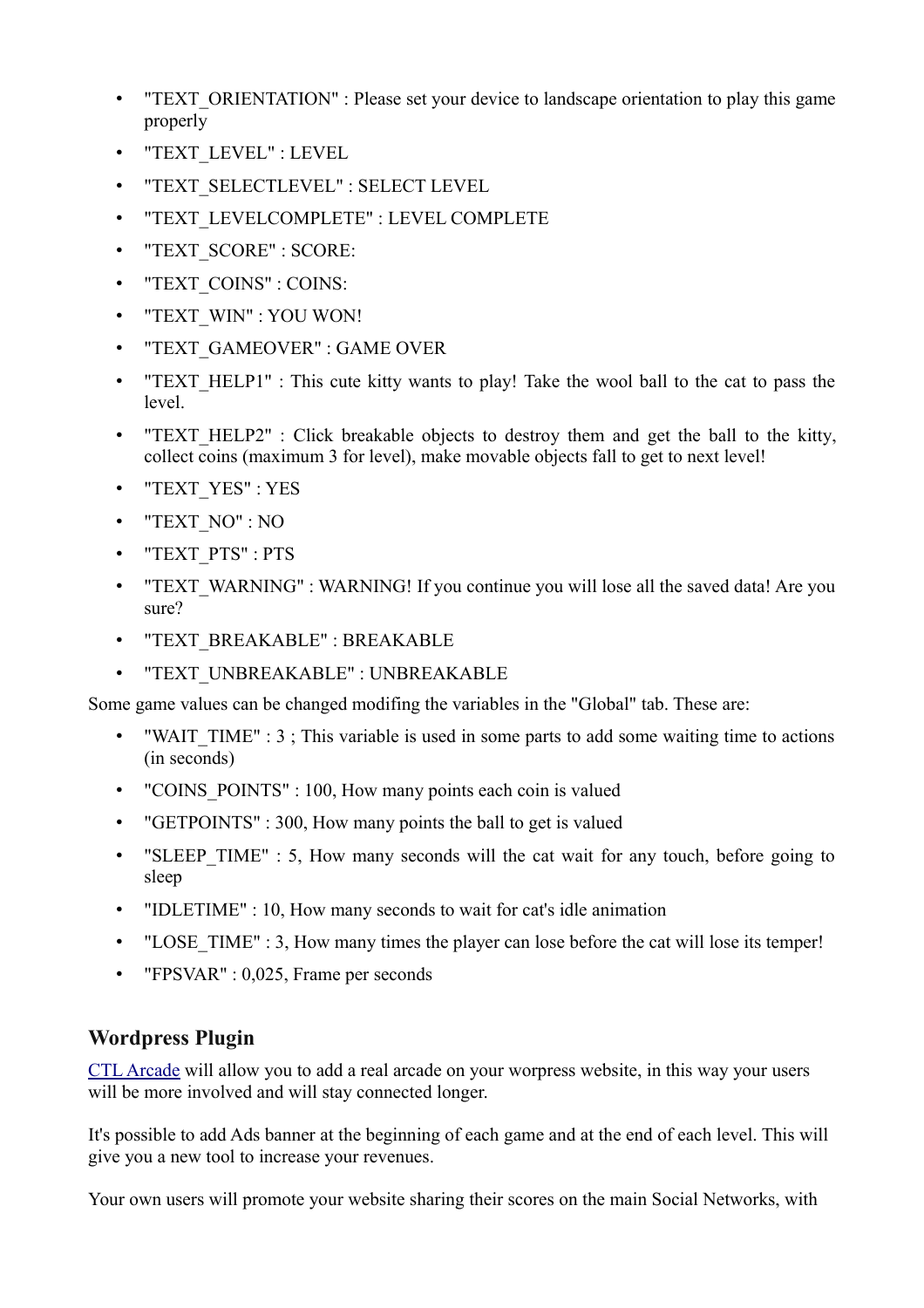- "TEXT_ORIENTATION" : Please set your device to landscape orientation to play this game properly
- "TEXT_LEVEL" : LEVEL
- "TEXT_SELECTLEVEL" : SELECT LEVEL
- "TEXT_LEVELCOMPLETE" : LEVEL COMPLETE
- "TEXT_SCORE" : SCORE:
- "TEXT_COINS" : COINS:
- "TEXT_WIN" : YOU WON!
- "TEXT_GAMEOVER" : GAME OVER
- "TEXT_HELP1" : This cute kitty wants to play! Take the wool ball to the cat to pass the level.
- "TEXT_HELP2" : Click breakable objects to destroy them and get the ball to the kitty, collect coins (maximum 3 for level), make movable objects fall to get to next level!
- "TEXT_YES" : YES
- "TEXT_NO" : NO
- "TEXT_PTS" : PTS
- "TEXT_WARNING" : WARNING! If you continue you will lose all the saved data! Are you sure?
- "TEXT_BREAKABLE" : BREAKABLE
- "TEXT_UNBREAKABLE" : UNBREAKABLE

Some game values can be changed modifing the variables in the "Global" tab. These are:

- "WAIT_TIME" : 3 ; This variable is used in some parts to add some waiting time to actions (in seconds)
- "COINS_POINTS" : 100, How many points each coin is valued
- "GETPOINTS" : 300, How many points the ball to get is valued
- "SLEEP_TIME" : 5, How many seconds will the cat wait for any touch, before going to sleep
- "IDLETIME" : 10, How many seconds to wait for cat's idle animation
- "LOSE_TIME" : 3, How many times the player can lose before the cat will lose its temper!
- "FPSVAR" : 0,025, Frame per seconds

## Wordpress Plugin

[CTL Arcade] will allow you to add a real arcade on your worpress website, in this way your users will be more involved and will stay connected longer.

It's possible to add Ads banner at the beginning of each game and at the end of each level. This will give you a new tool to increase your revenues.

Your own users will promote your website sharing their scores on the main Social Networks, with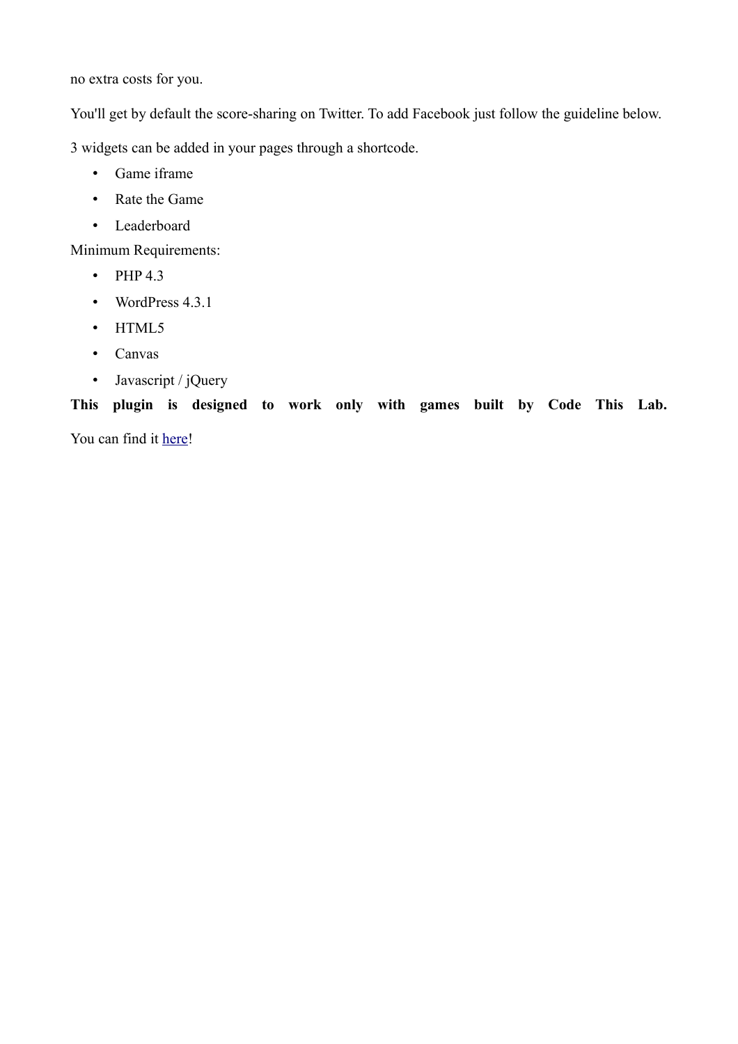no extra costs for you.

You'll get by default the score-sharing on Twitter. To add Facebook just follow the guideline below.

3 widgets can be added in your pages through a shortcode.

- Game iframe
- Rate the Game
- Leaderboard

Minimum Requirements:

- PHP 4.3
- WordPress 4.3.1
- HTML5
- Canvas
- Javascript / jQuery

**This plugin is designed to work only with games built by Code This Lab.**

You can find it here!